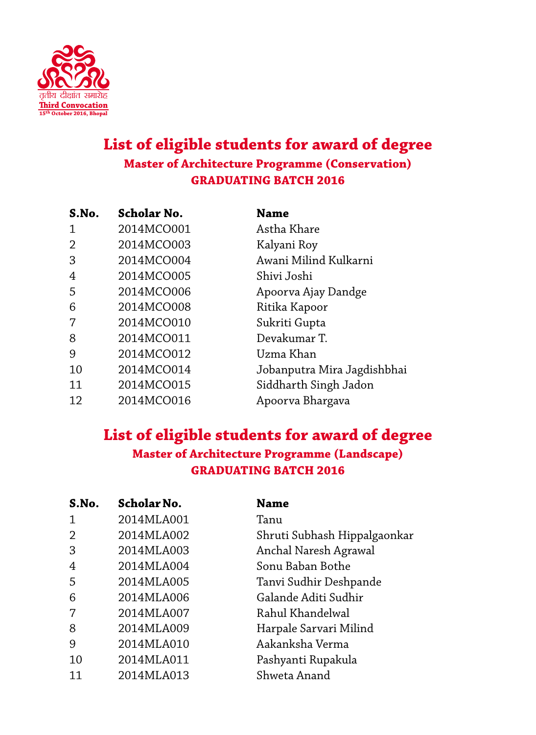तृतीय दीक्षांत समारोह
**Third Convocation**
15th October 2016, Bhopal

# List of eligible students for award of degree
## Master of Architecture Programme (Conservation)
### GRADUATING BATCH 2016

| S.No. | Scholar No. | Name |
|---|---|---|
| 1 | 2014MCO001 | Astha Khare |
| 2 | 2014MCO003 | Kalyani Roy |
| 3 | 2014MCO004 | Awani Milind Kulkarni |
| 4 | 2014MCO005 | Shivi Joshi |
| 5 | 2014MCO006 | Apoorva Ajay Dandge |
| 6 | 2014MCO008 | Ritika Kapoor |
| 7 | 2014MCO010 | Sukriti Gupta |
| 8 | 2014MCO011 | Devakumar T. |
| 9 | 2014MCO012 | Uzma Khan |
| 10 | 2014MCO014 | Jobanputra Mira Jagdishbhai |
| 11 | 2014MCO015 | Siddharth Singh Jadon |
| 12 | 2014MCO016 | Apoorva Bhargava |

# List of eligible students for award of degree
## Master of Architecture Programme (Landscape)
### GRADUATING BATCH 2016

| S.No. | Scholar No. | Name |
|---|---|---|
| 1 | 2014MLA001 | Tanu |
| 2 | 2014MLA002 | Shruti Subhash Hippalgaonkar |
| 3 | 2014MLA003 | Anchal Naresh Agrawal |
| 4 | 2014MLA004 | Sonu Baban Bothe |
| 5 | 2014MLA005 | Tanvi Sudhir Deshpande |
| 6 | 2014MLA006 | Galande Aditi Sudhir |
| 7 | 2014MLA007 | Rahul Khandelwal |
| 8 | 2014MLA009 | Harpale Sarvari Milind |
| 9 | 2014MLA010 | Aakanksha Verma |
| 10 | 2014MLA011 | Pashyanti Rupakula |
| 11 | 2014MLA013 | Shweta Anand |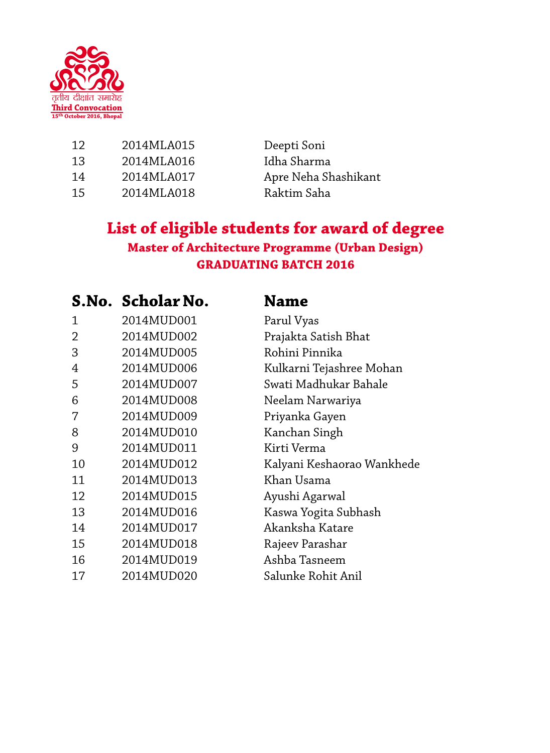| | | |
|---|---|---|
| 12 | 2014MLA015 | Deepti Soni |
| 13 | 2014MLA016 | Idha Sharma |
| 14 | 2014MLA017 | Apre Neha Shashikant |
| 15 | 2014MLA018 | Raktim Saha |

## List of eligible students for award of degree

### Master of Architecture Programme (Urban Design)

### GRADUATING BATCH 2016

| S.No. | Scholar No. | Name |
|---|---|---|
| 1 | 2014MUD001 | Parul Vyas |
| 2 | 2014MUD002 | Prajakta Satish Bhat |
| 3 | 2014MUD005 | Rohini Pinnika |
| 4 | 2014MUD006 | Kulkarni Tejashree Mohan |
| 5 | 2014MUD007 | Swati Madhukar Bahale |
| 6 | 2014MUD008 | Neelam Narwariya |
| 7 | 2014MUD009 | Priyanka Gayen |
| 8 | 2014MUD010 | Kanchan Singh |
| 9 | 2014MUD011 | Kirti Verma |
| 10 | 2014MUD012 | Kalyani Keshaorao Wankhede |
| 11 | 2014MUD013 | Khan Usama |
| 12 | 2014MUD015 | Ayushi Agarwal |
| 13 | 2014MUD016 | Kaswa Yogita Subhash |
| 14 | 2014MUD017 | Akanksha Katare |
| 15 | 2014MUD018 | Rajeev Parashar |
| 16 | 2014MUD019 | Ashba Tasneem |
| 17 | 2014MUD020 | Salunke Rohit Anil |